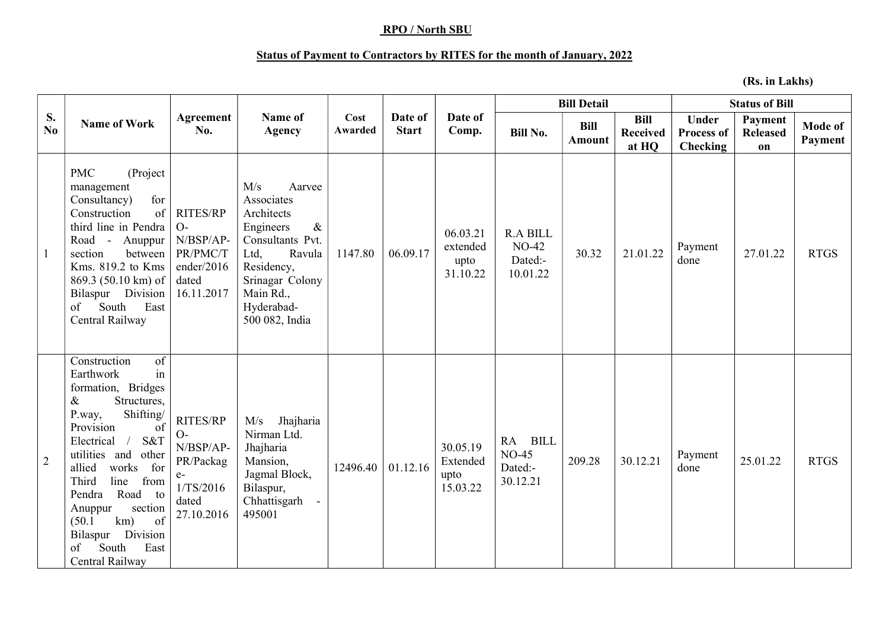**RPO / North SBU**

**Status of Payment to Contractors by RITES for the month of January, 2022**

**(Rs. in Lakhs)**

| S. No | Name of Work | Agreement No. | Name of Agency | Cost Awarded | Date of Start | Date of Comp. | Bill Detail | | | Status of Bill | | |
|---|---|---|---|---|---|---|---|---|---|---|---|---|
| | | | | | | | Bill No. | Bill Amount | Bill Received at HQ | Under Process of Checking | Payment Released on | Mode of Payment |
| 1 | PMC (Project management Consultancy) for Construction of third line in Pendra Road - Anuppur section between Kms. 819.2 to Kms 869.3 (50.10 km) of Bilaspur Division of South East Central Railway | RITES/RPO-N/BSP/AP-PR/PMC/Tender/2016 dated 16.11.2017 | M/s Aarvee Associates Architects Engineers & Consultants Pvt. Ltd, Ravula Residency, Srinagar Colony Main Rd., Hyderabad-500 082, India | 1147.80 | 06.09.17 | 06.03.21 extended upto 31.10.22 | R.A BILL NO-42 Dated:- 10.01.22 | 30.32 | 21.01.22 | Payment done | 27.01.22 | RTGS |
| 2 | Construction of Earthwork in formation, Bridges & Structures, P.way, Shifting/ Provision of Electrical / S&T utilities and other allied works for Third line from Pendra Road to Anuppur section (50.1 km) of Bilaspur Division of South East Central Railway | RITES/RPO-N/BSP/AP-PR/Package-1/TS/2016 dated 27.10.2016 | M/s Jhajharia Nirman Ltd. Jhajharia Mansion, Jagmal Block, Bilaspur, Chhattisgarh - 495001 | 12496.40 | 01.12.16 | 30.05.19 Extended upto 15.03.22 | RA BILL NO-45 Dated:- 30.12.21 | 209.28 | 30.12.21 | Payment done | 25.01.22 | RTGS |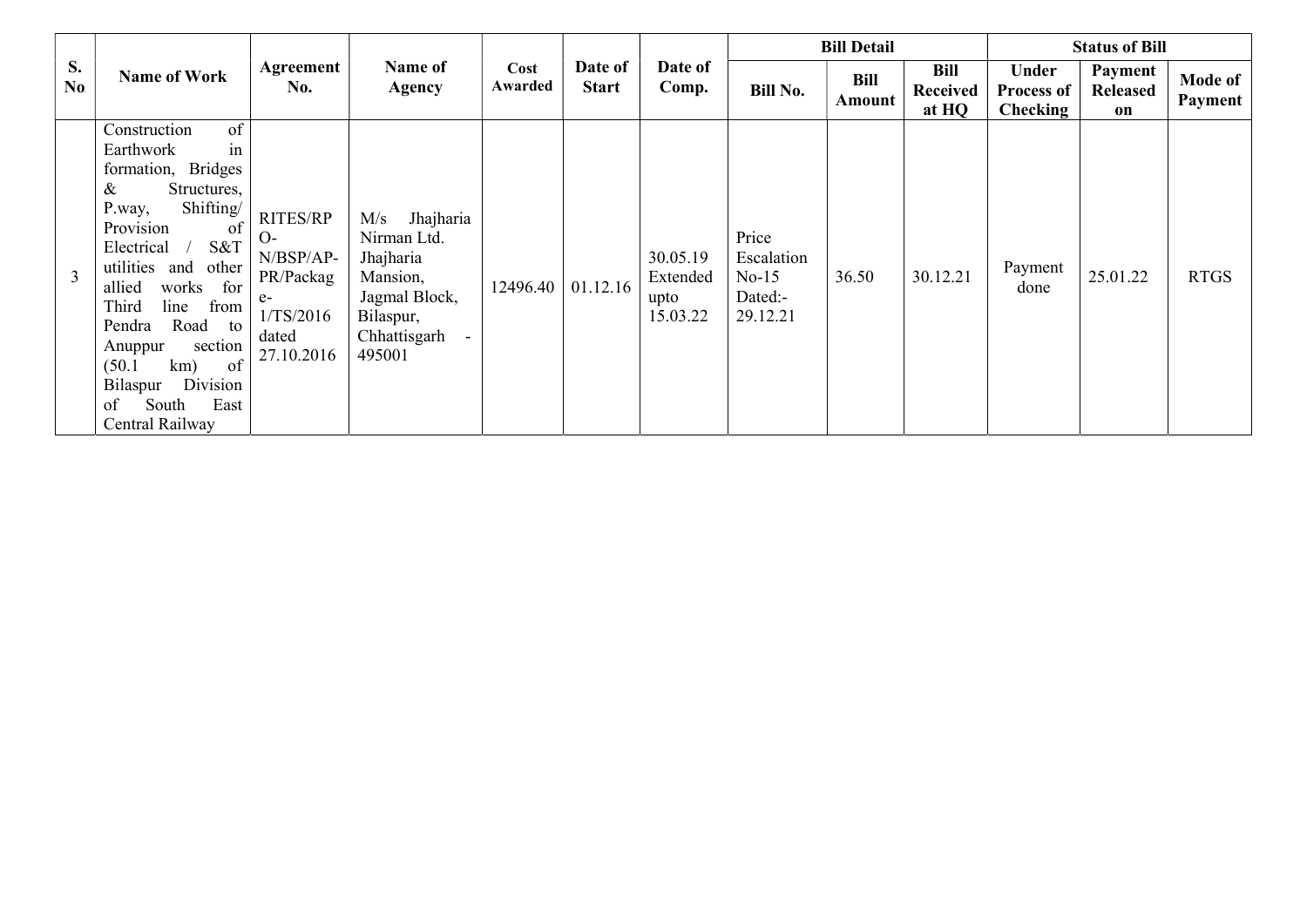| S. No | Name of Work | Agreement No. | Name of Agency | Cost Awarded | Date of Start | Date of Comp. | Bill Detail | | | Status of Bill | | |
|---|---|---|---|---|---|---|---|---|---|---|---|---|
| | | | | | | | Bill No. | Bill Amount | Bill Received at HQ | Under Process of Checking | Payment Released on | Mode of Payment |
| 3 | Construction of Earthwork in formation, Bridges & Structures, P.way, Shifting/ Provision of Electrical / S&T utilities and other allied works for Third line from Pendra Road to Anuppur section (50.1 km) of Bilaspur Division of South East Central Railway | RITES/RPO-N/BSP/AP-PR/Package-1/TS/2016 dated 27.10.2016 | M/s Jhajharia Nirman Ltd. Jhajharia Mansion, Jagmal Block, Bilaspur, Chhattisgarh - 495001 | 12496.40 | 01.12.16 | 30.05.19 Extended upto 15.03.22 | Price Escalation No-15 Dated:- 29.12.21 | 36.50 | 30.12.21 | Payment done | 25.01.22 | RTGS |